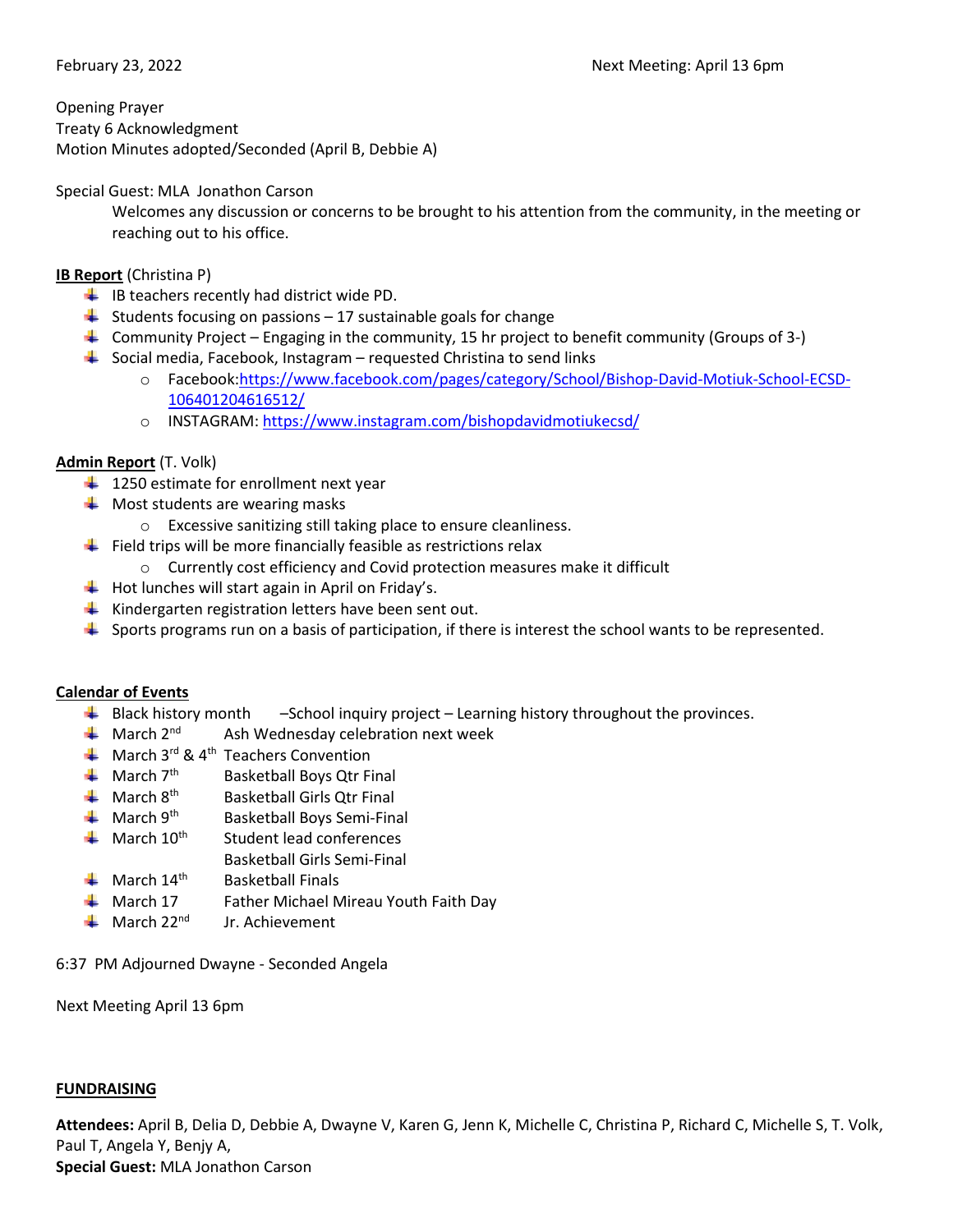February 23, 2022 Next Meeting: April 13 6pm

Opening Prayer
Treaty 6 Acknowledgment
Motion Minutes adopted/Seconded (April B, Debbie A)

Special Guest: MLA Jonathon Carson

Welcomes any discussion or concerns to be brought to his attention from the community, in the meeting or reaching out to his office.

**IB Report** (Christina P)

- IB teachers recently had district wide PD.
- Students focusing on passions – 17 sustainable goals for change
- Community Project – Engaging in the community, 15 hr project to benefit community (Groups of 3-)
- Social media, Facebook, Instagram – requested Christina to send links
    - Facebook:https://www.facebook.com/pages/category/School/Bishop-David-Motiuk-School-ECSD-106401204616512/
    - INSTAGRAM: https://www.instagram.com/bishopdavidmotiukecsd/

**Admin Report** (T. Volk)

- 1250 estimate for enrollment next year
- Most students are wearing masks
    - Excessive sanitizing still taking place to ensure cleanliness.
- Field trips will be more financially feasible as restrictions relax
    - Currently cost efficiency and Covid protection measures make it difficult
- Hot lunches will start again in April on Friday's.
- Kindergarten registration letters have been sent out.
- Sports programs run on a basis of participation, if there is interest the school wants to be represented.

**Calendar of Events**

- Black history month –School inquiry project – Learning history throughout the provinces.
- March 2nd Ash Wednesday celebration next week
- March 3rd & 4th Teachers Convention
- March 7th Basketball Boys Qtr Final
- March 8th Basketball Girls Qtr Final
- March 9th Basketball Boys Semi-Final
- March 10th Student lead conferences
  Basketball Girls Semi-Final
- March 14th Basketball Finals
- March 17 Father Michael Mireau Youth Faith Day
- March 22nd Jr. Achievement

6:37 PM Adjourned Dwayne - Seconded Angela

Next Meeting April 13 6pm

**FUNDRAISING**

**Attendees:** April B, Delia D, Debbie A, Dwayne V, Karen G, Jenn K, Michelle C, Christina P, Richard C, Michelle S, T. Volk, Paul T, Angela Y, Benjy A,
**Special Guest:** MLA Jonathon Carson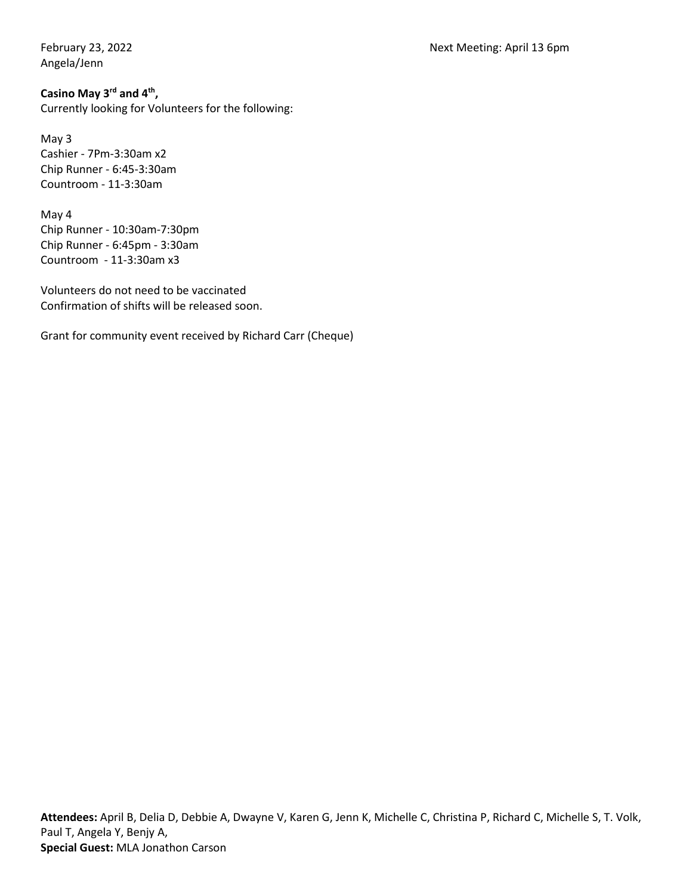February 23, 2022
Angela/Jenn

Next Meeting: April 13 6pm

**Casino May 3rd and 4th,**
Currently looking for Volunteers for the following:

May 3
Cashier - 7Pm-3:30am x2
Chip Runner - 6:45-3:30am
Countroom - 11-3:30am

May 4
Chip Runner - 10:30am-7:30pm
Chip Runner - 6:45pm - 3:30am
Countroom - 11-3:30am x3

Volunteers do not need to be vaccinated
Confirmation of shifts will be released soon.

Grant for community event received by Richard Carr (Cheque)

**Attendees:** April B, Delia D, Debbie A, Dwayne V, Karen G, Jenn K, Michelle C, Christina P, Richard C, Michelle S, T. Volk, Paul T, Angela Y, Benjy A,
**Special Guest:** MLA Jonathon Carson